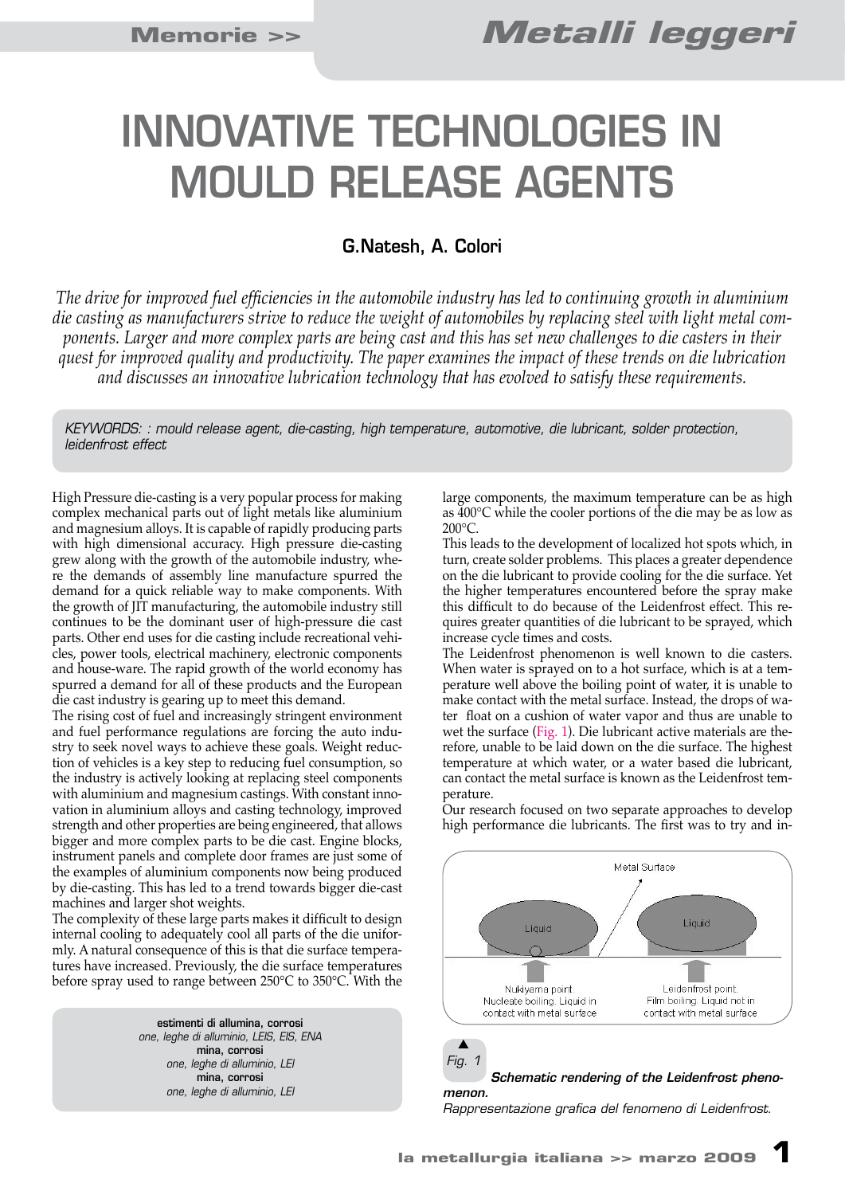# INNOVATIVE TECHNOLOGIES IN MOULD RELEASE AGENTS

**G.Natesh, A. Colori**

*The drive for improved fuel efficiencies in the automobile industry has led to continuing growth in aluminium die casting as manufacturers strive to reduce the weight of automobiles by replacing steel with light metal components. Larger and more complex parts are being cast and this has set new challenges to die casters in their quest for improved quality and productivity. The paper examines the impact of these trends on die lubrication and discusses an innovative lubrication technology that has evolved to satisfy these requirements.*

*KEYWORDS: : mould release agent, die-casting, high temperature, automotive, die lubricant, solder protection, leidenfrost effect*

High Pressure die-casting is a very popular process for making complex mechanical parts out of light metals like aluminium and magnesium alloys. It is capable of rapidly producing parts with high dimensional accuracy. High pressure die-casting grew along with the growth of the automobile industry, where the demands of assembly line manufacture spurred the demand for a quick reliable way to make components. With the growth of JIT manufacturing, the automobile industry still continues to be the dominant user of high-pressure die cast parts. Other end uses for die casting include recreational vehicles, power tools, electrical machinery, electronic components and house-ware. The rapid growth of the world economy has spurred a demand for all of these products and the European die cast industry is gearing up to meet this demand.

The rising cost of fuel and increasingly stringent environment and fuel performance regulations are forcing the auto industry to seek novel ways to achieve these goals. Weight reduction of vehicles is a key step to reducing fuel consumption, so the industry is actively looking at replacing steel components with aluminium and magnesium castings. With constant innovation in aluminium alloys and casting technology, improved strength and other properties are being engineered, that allows bigger and more complex parts to be die cast. Engine blocks, instrument panels and complete door frames are just some of the examples of aluminium components now being produced by die-casting. This has led to a trend towards bigger die-cast machines and larger shot weights.

The complexity of these large parts makes it difficult to design internal cooling to adequately cool all parts of the die uniformly. A natural consequence of this is that die surface temperatures have increased. Previously, the die surface temperatures before spray used to range between 250°C to 350°C. With the large components, the maximum temperature can be as high as 400°C while the cooler portions of the die may be as low as 200°C.

This leads to the development of localized hot spots which, in turn, create solder problems. This places a greater dependence on the die lubricant to provide cooling for the die surface. Yet the higher temperatures encountered before the spray make this difficult to do because of the Leidenfrost effect. This requires greater quantities of die lubricant to be sprayed, which increase cycle times and costs.

The Leidenfrost phenomenon is well known to die casters. When water is sprayed on to a hot surface, which is at a temperature well above the boiling point of water, it is unable to make contact with the metal surface. Instead, the drops of water float on a cushion of water vapor and thus are unable to wet the surface (Fig. 1). Die lubricant active materials are therefore, unable to be laid down on the die surface. The highest temperature at which water, or a water based die lubricant, can contact the metal surface is known as the Leidenfrost temperature.

Our research focused on two separate approaches to develop high performance die lubricants. The first was to try and in-

*Fig. 1* ***Schematic rendering of the Leidenfrost phenomenon.***

*Rappresentazione grafica del fenomeno di Leidenfrost.*

**estimenti di allumina, corrosi**
*one, leghe di alluminio, LEIS, EIS, ENA*
**mina, corrosi**
*one, leghe di alluminio, LEI*
**mina, corrosi**
*one, leghe di alluminio, LEI*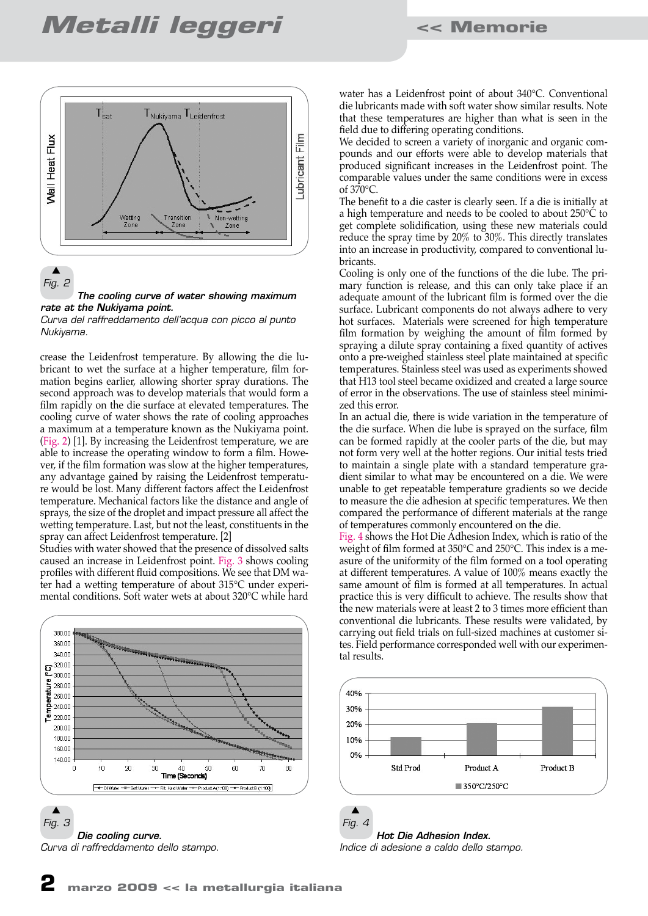Fig. 2

***The cooling curve of water showing maximum rate at the Nukiyama point.***

*Curva del raffreddamento dell'acqua con picco al punto Nukiyama.*

crease the Leidenfrost temperature. By allowing the die lubricant to wet the surface at a higher temperature, film formation begins earlier, allowing shorter spray durations. The second approach was to develop materials that would form a film rapidly on the die surface at elevated temperatures. The cooling curve of water shows the rate of cooling approaches a maximum at a temperature known as the Nukiyama point. (Fig. 2) [1]. By increasing the Leidenfrost temperature, we are able to increase the operating window to form a film. However, if the film formation was slow at the higher temperatures, any advantage gained by raising the Leidenfrost temperature would be lost. Many different factors affect the Leidenfrost temperature. Mechanical factors like the distance and angle of sprays, the size of the droplet and impact pressure all affect the wetting temperature. Last, but not the least, constituents in the spray can affect Leidenfrost temperature. [2]

Studies with water showed that the presence of dissolved salts caused an increase in Leidenfrost point. Fig. 3 shows cooling profiles with different fluid compositions. We see that DM water had a wetting temperature of about 315°C under experimental conditions. Soft water wets at about 320°C while hard water has a Leidenfrost point of about 340°C. Conventional die lubricants made with soft water show similar results. Note that these temperatures are higher than what is seen in the field due to differing operating conditions.

We decided to screen a variety of inorganic and organic compounds and our efforts were able to develop materials that produced significant increases in the Leidenfrost point. The comparable values under the same conditions were in excess of 370°C.

The benefit to a die caster is clearly seen. If a die is initially at a high temperature and needs to be cooled to about 250°C to get complete solidification, using these new materials could reduce the spray time by 20% to 30%. This directly translates into an increase in productivity, compared to conventional lubricants.

Cooling is only one of the functions of the die lube. The primary function is release, and this can only take place if an adequate amount of the lubricant film is formed over the die surface. Lubricant components do not always adhere to very hot surfaces. Materials were screened for high temperature film formation by weighing the amount of film formed by spraying a dilute spray containing a fixed quantity of actives onto a pre-weighed stainless steel plate maintained at specific temperatures. Stainless steel was used as experiments showed that H13 tool steel became oxidized and created a large source of error in the observations. The use of stainless steel minimized this error.

In an actual die, there is wide variation in the temperature of the die surface. When die lube is sprayed on the surface, film can be formed rapidly at the cooler parts of the die, but may not form very well at the hotter regions. Our initial tests tried to maintain a single plate with a standard temperature gradient similar to what may be encountered on a die. We were unable to get repeatable temperature gradients so we decide to measure the die adhesion at specific temperatures. We then compared the performance of different materials at the range of temperatures commonly encountered on the die.

Fig. 4 shows the Hot Die Adhesion Index, which is ratio of the weight of film formed at 350°C and 250°C. This index is a measure of the uniformity of the film formed on a tool operating at different temperatures. A value of 100% means exactly the same amount of film is formed at all temperatures. In actual practice this is very difficult to achieve. The results show that the new materials were at least 2 to 3 times more efficient than conventional die lubricants. These results were validated, by carrying out field trials on full-sized machines at customer sites. Field performance corresponded well with our experimental results.

Fig. 3

***Die cooling curve.***

*Curva di raffreddamento dello stampo.*

Fig. 4

***Hot Die Adhesion Index.***

*Indice di adesione a caldo dello stampo.*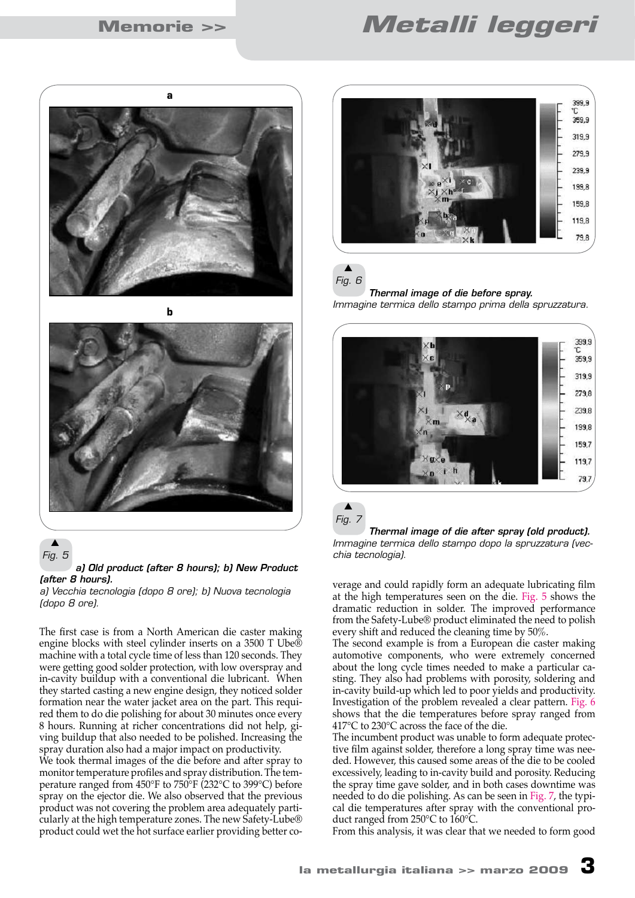Fig. 5

***a) Old product (after 8 hours); b) New Product (after 8 hours).***

*a) Vecchia tecnologia (dopo 8 ore); b) Nuova tecnologia (dopo 8 ore).*

The first case is from a North American die caster making engine blocks with steel cylinder inserts on a 3500 T Ube® machine with a total cycle time of less than 120 seconds. They were getting good solder protection, with low overspray and in-cavity buildup with a conventional die lubricant. When they started casting a new engine design, they noticed solder formation near the water jacket area on the part. This required them to do die polishing for about 30 minutes once every 8 hours. Running at richer concentrations did not help, giving buildup that also needed to be polished. Increasing the spray duration also had a major impact on productivity.

We took thermal images of the die before and after spray to monitor temperature profiles and spray distribution. The temperature ranged from 450°F to 750°F (232°C to 399°C) before spray on the ejector die. We also observed that the previous product was not covering the problem area adequately particularly at the high temperature zones. The new Safety-Lube® product could wet the hot surface earlier providing better coverage and could rapidly form an adequate lubricating film at the high temperatures seen on the die. Fig. 5 shows the dramatic reduction in solder. The improved performance from the Safety-Lube® product eliminated the need to polish every shift and reduced the cleaning time by 50%.

Fig. 6

***Thermal image of die before spray.***

*Immagine termica dello stampo prima della spruzzatura.*

Fig. 7

***Thermal image of die after spray (old product).***

*Immagine termica dello stampo dopo la spruzzatura (vecchia tecnologia).*

The second example is from a European die caster making automotive components, who were extremely concerned about the long cycle times needed to make a particular casting. They also had problems with porosity, soldering and in-cavity build-up which led to poor yields and productivity. Investigation of the problem revealed a clear pattern. Fig. 6 shows that the die temperatures before spray ranged from 417°C to 230°C across the face of the die.

The incumbent product was unable to form adequate protective film against solder, therefore a long spray time was needed. However, this caused some areas of the die to be cooled excessively, leading to in-cavity build and porosity. Reducing the spray time gave solder, and in both cases downtime was needed to do die polishing. As can be seen in Fig. 7, the typical die temperatures after spray with the conventional product ranged from 250°C to 160°C.

From this analysis, it was clear that we needed to form good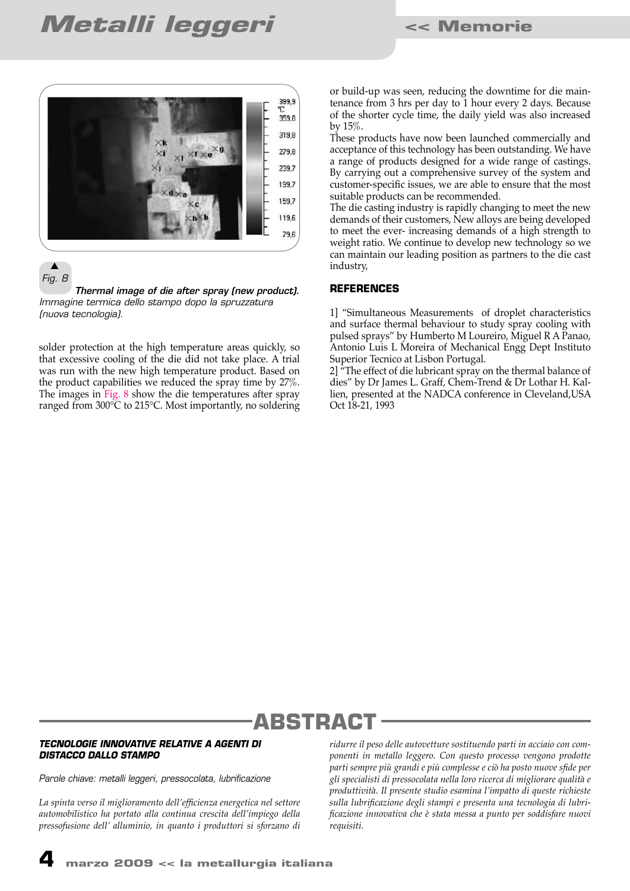399,9
°C
359,8
319,8
279,8
239,7
199,7
159,7
119,6
79,6

k i j l f e g d a c h b

Fig. 8 **Thermal image of die after spray (new product).**
*Immagine termica dello stampo dopo la spruzzatura (nuova tecnologia).*

solder protection at the high temperature areas quickly, so that excessive cooling of the die did not take place. A trial was run with the new high temperature product. Based on the product capabilities we reduced the spray time by 27%. The images in Fig. 8 show the die temperatures after spray ranged from 300°C to 215°C. Most importantly, no soldering or build-up was seen, reducing the downtime for die maintenance from 3 hrs per day to 1 hour every 2 days. Because of the shorter cycle time, the daily yield was also increased by 15%.

These products have now been launched commercially and acceptance of this technology has been outstanding. We have a range of products designed for a wide range of castings. By carrying out a comprehensive survey of the system and customer-specific issues, we are able to ensure that the most suitable products can be recommended.

The die casting industry is rapidly changing to meet the new demands of their customers, New alloys are being developed to meet the ever- increasing demands of a high strength to weight ratio. We continue to develop new technology so we can maintain our leading position as partners to the die cast industry,

## REFERENCES

1] "Simultaneous Measurements of droplet characteristics and surface thermal behaviour to study spray cooling with pulsed sprays" by Humberto M Loureiro, Miguel R A Panao, Antonio Luis L Moreira of Mechanical Engg Dept Instituto Superior Tecnico at Lisbon Portugal.

2] "The effect of die lubricant spray on the thermal balance of dies" by Dr James L. Graff, Chem-Trend & Dr Lothar H. Kallien, presented at the NADCA conference in Cleveland,USA Oct 18-21, 1993

## ABSTRACT

***TECNOLOGIE INNOVATIVE RELATIVE A AGENTI DI DISTACCO DALLO STAMPO***

Parole chiave: metalli leggeri, pressocolata, lubrificazione

*La spinta verso il miglioramento dell'efficienza energetica nel settore automobilistico ha portato alla continua crescita dell'impiego della pressofusione dell' alluminio, in quanto i produttori si sforzano di ridurre il peso delle autovetture sostituendo parti in acciaio con componenti in metallo leggero. Con questo processo vengono prodotte parti sempre più grandi e più complesse e ciò ha posto nuove sfide per gli specialisti di pressocolata nella loro ricerca di migliorare qualità e produttività. Il presente studio esamina l'impatto di queste richieste sulla lubrificazione degli stampi e presenta una tecnologia di lubrificazione innovativa che è stata messa a punto per soddisfare nuovi requisiti.*